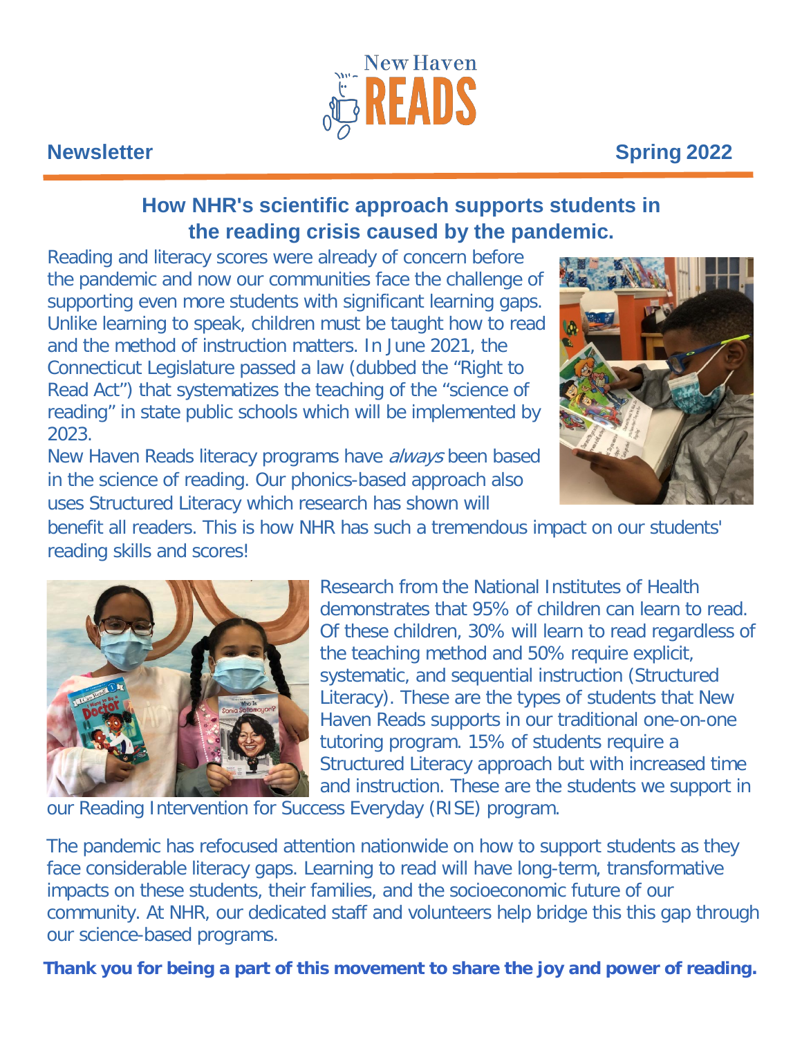New Haven READS

**Newsletter** **Spring 2022**

## How NHR's scientific approach supports students in the reading crisis caused by the pandemic.

Reading and literacy scores were already of concern before the pandemic and now our communities face the challenge of supporting even more students with significant learning gaps. Unlike learning to speak, children must be taught how to read and the method of instruction matters. In June 2021, the Connecticut Legislature passed a law (dubbed the "Right to Read Act") that systematizes the teaching of the "science of reading" in state public schools which will be implemented by 2023.

New Haven Reads literacy programs have *always* been based in the science of reading. Our phonics-based approach also uses Structured Literacy which research has shown will benefit all readers. This is how NHR has such a tremendous impact on our students' reading skills and scores!

Research from the National Institutes of Health demonstrates that 95% of children can learn to read. Of these children, 30% will learn to read regardless of the teaching method and 50% require explicit, systematic, and sequential instruction (Structured Literacy). These are the types of students that New Haven Reads supports in our traditional one-on-one tutoring program. 15% of students require a Structured Literacy approach but with increased time and instruction. These are the students we support in our Reading Intervention for Success Everyday (RISE) program.

The pandemic has refocused attention nationwide on how to support students as they face considerable literacy gaps. Learning to read will have long-term, transformative impacts on these students, their families, and the socioeconomic future of our community. At NHR, our dedicated staff and volunteers help bridge this this gap through our science-based programs.

**Thank you for being a part of this movement to share the joy and power of reading.**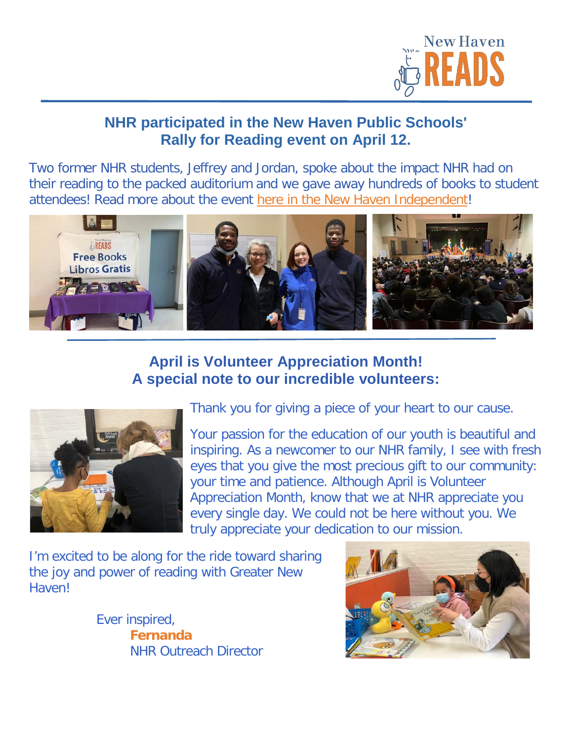## NHR participated in the New Haven Public Schools' Rally for Reading event on April 12.

Two former NHR students, Jeffrey and Jordan, spoke about the impact NHR had on their reading to the packed auditorium and we gave away hundreds of books to student attendees! Read more about the event here in the New Haven Independent!

## April is Volunteer Appreciation Month! A special note to our incredible volunteers:

Thank you for giving a piece of your heart to our cause.

Your passion for the education of our youth is beautiful and inspiring. As a newcomer to our NHR family, I see with fresh eyes that you give the most precious gift to our community: your time and patience. Although April is Volunteer Appreciation Month, know that we at NHR appreciate you every single day. We could not be here without you. We truly appreciate your dedication to our mission.

I'm excited to be along for the ride toward sharing the joy and power of reading with Greater New Haven!

Ever inspired,
**Fernanda**
NHR Outreach Director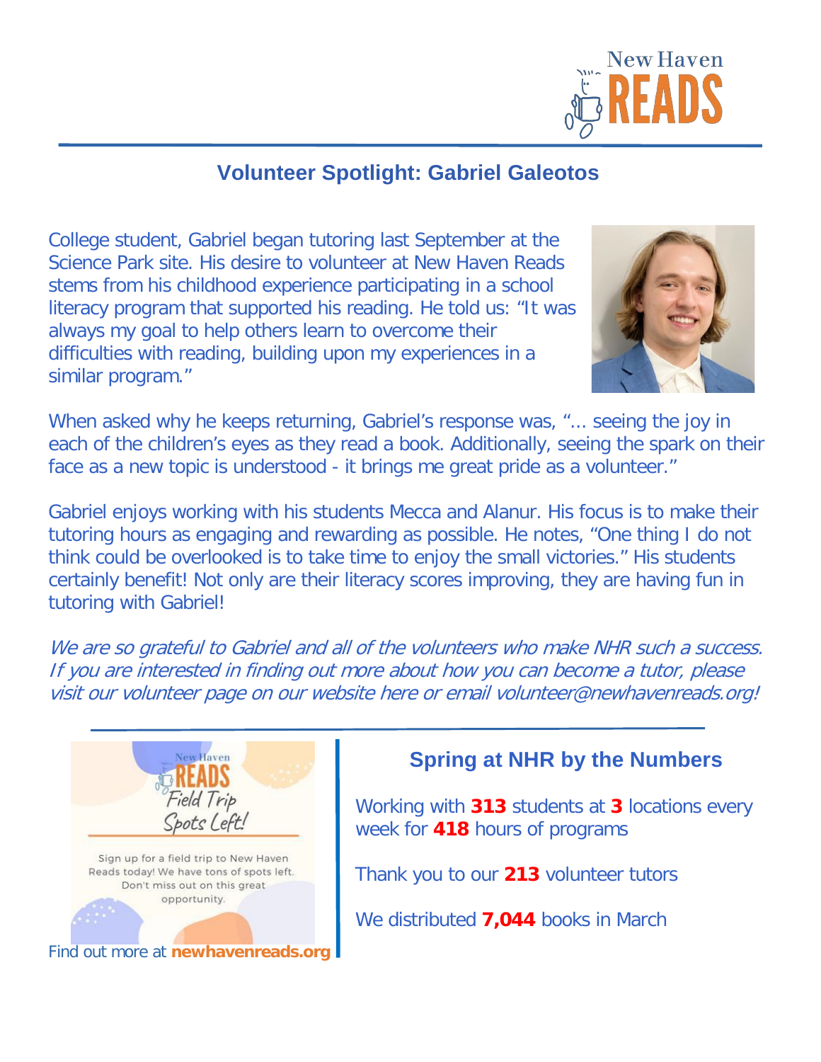## Volunteer Spotlight: Gabriel Galeotos

College student, Gabriel began tutoring last September at the Science Park site. His desire to volunteer at New Haven Reads stems from his childhood experience participating in a school literacy program that supported his reading. He told us: "It was always my goal to help others learn to overcome their difficulties with reading, building upon my experiences in a similar program."

When asked why he keeps returning, Gabriel's response was, "... seeing the joy in each of the children's eyes as they read a book. Additionally, seeing the spark on their face as a new topic is understood - it brings me great pride as a volunteer."

Gabriel enjoys working with his students Mecca and Alanur. His focus is to make their tutoring hours as engaging and rewarding as possible. He notes, "One thing I do not think could be overlooked is to take time to enjoy the small victories." His students certainly benefit! Not only are their literacy scores improving, they are having fun in tutoring with Gabriel!

*We are so grateful to Gabriel and all of the volunteers who make NHR such a success. If you are interested in finding out more about how you can become a tutor, please visit our volunteer page on our website here or email volunteer@newhavenreads.org!*

New Haven READS

Field Trip Spots Left!

Sign up for a field trip to New Haven Reads today! We have tons of spots left. Don't miss out on this great opportunity.

Find out more at **newhavenreads.org**

### Spring at NHR by the Numbers

Working with **313** students at **3** locations every week for **418** hours of programs

Thank you to our **213** volunteer tutors

We distributed **7,044** books in March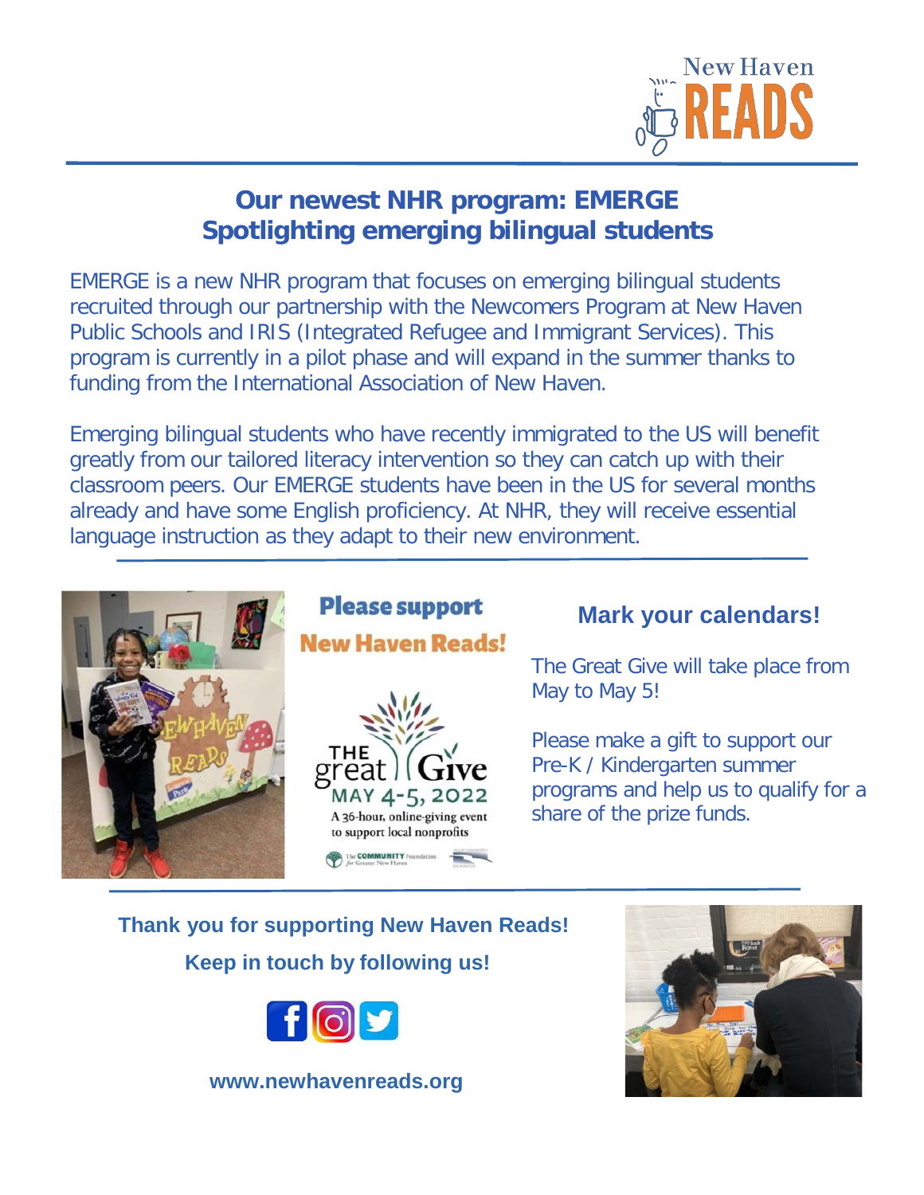## Our newest NHR program: EMERGE
## Spotlighting emerging bilingual students

EMERGE is a new NHR program that focuses on emerging bilingual students recruited through our partnership with the Newcomers Program at New Haven Public Schools and IRIS (Integrated Refugee and Immigrant Services). This program is currently in a pilot phase and will expand in the summer thanks to funding from the International Association of New Haven.

Emerging bilingual students who have recently immigrated to the US will benefit greatly from our tailored literacy intervention so they can catch up with their classroom peers. Our EMERGE students have been in the US for several months already and have some English proficiency. At NHR, they will receive essential language instruction as they adapt to their new environment.

**Please support New Haven Reads!**

THE great Give
MAY 4-5, 2022
A 36-hour, online-giving event to support local nonprofits

### Mark your calendars!

The Great Give will take place from May to May 5!

Please make a gift to support our Pre-K / Kindergarten summer programs and help us to qualify for a share of the prize funds.

**Thank you for supporting New Haven Reads!**

**Keep in touch by following us!**

**www.newhavenreads.org**